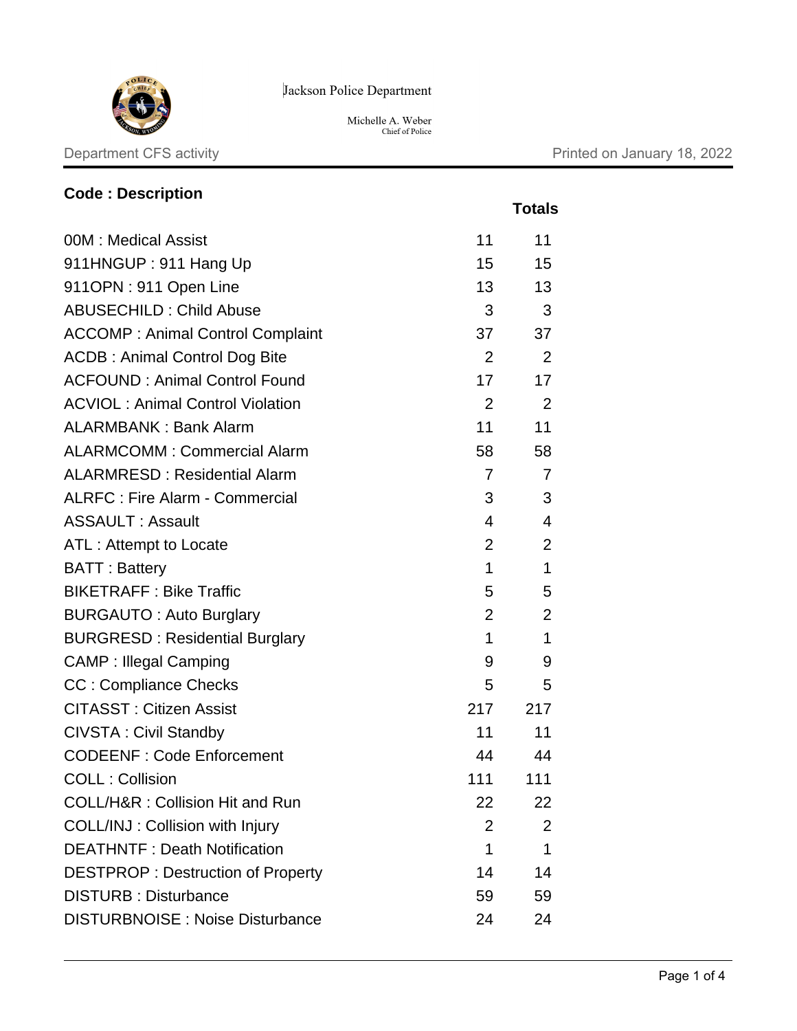Jackson Police Department

Michelle A. Weber
Chief of Police

Department CFS activity

Printed on January 18, 2022

| Code : Description | | Totals |
|---|---|---|
| 00M : Medical Assist | 11 | 11 |
| 911HNGUP : 911 Hang Up | 15 | 15 |
| 911OPN : 911 Open Line | 13 | 13 |
| ABUSECHILD : Child Abuse | 3 | 3 |
| ACCOMP : Animal Control Complaint | 37 | 37 |
| ACDB : Animal Control Dog Bite | 2 | 2 |
| ACFOUND : Animal Control Found | 17 | 17 |
| ACVIOL : Animal Control Violation | 2 | 2 |
| ALARMBANK : Bank Alarm | 11 | 11 |
| ALARMCOMM : Commercial Alarm | 58 | 58 |
| ALARMRESD : Residential Alarm | 7 | 7 |
| ALRFC : Fire Alarm - Commercial | 3 | 3 |
| ASSAULT : Assault | 4 | 4 |
| ATL : Attempt to Locate | 2 | 2 |
| BATT : Battery | 1 | 1 |
| BIKETRAFF : Bike Traffic | 5 | 5 |
| BURGAUTO : Auto Burglary | 2 | 2 |
| BURGRESD : Residential Burglary | 1 | 1 |
| CAMP : Illegal Camping | 9 | 9 |
| CC : Compliance Checks | 5 | 5 |
| CITASST : Citizen Assist | 217 | 217 |
| CIVSTA : Civil Standby | 11 | 11 |
| CODEENF : Code Enforcement | 44 | 44 |
| COLL : Collision | 111 | 111 |
| COLL/H&R : Collision Hit and Run | 22 | 22 |
| COLL/INJ : Collision with Injury | 2 | 2 |
| DEATHNTF : Death Notification | 1 | 1 |
| DESTPROP : Destruction of Property | 14 | 14 |
| DISTURB : Disturbance | 59 | 59 |
| DISTURBNOISE : Noise Disturbance | 24 | 24 |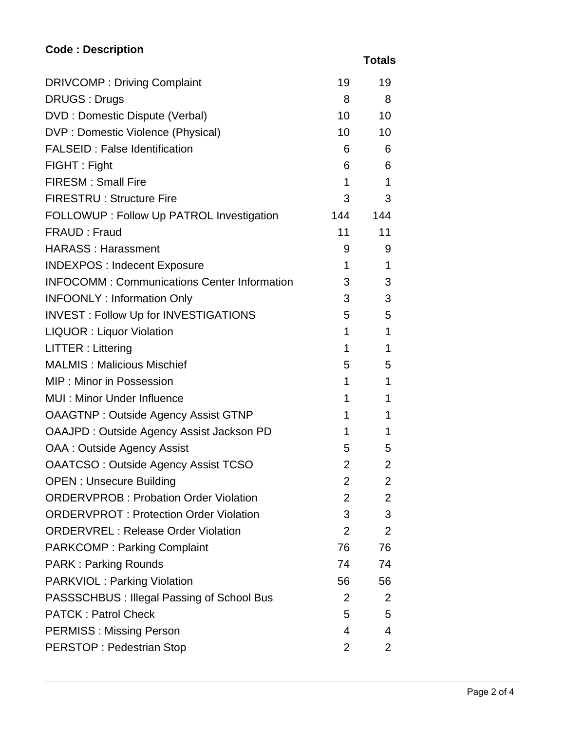| Code : Description | | Totals |
|---|---|---|
| DRIVCOMP : Driving Complaint | 19 | 19 |
| DRUGS : Drugs | 8 | 8 |
| DVD : Domestic Dispute (Verbal) | 10 | 10 |
| DVP : Domestic Violence (Physical) | 10 | 10 |
| FALSEID : False Identification | 6 | 6 |
| FIGHT : Fight | 6 | 6 |
| FIRESM : Small Fire | 1 | 1 |
| FIRESTRU : Structure Fire | 3 | 3 |
| FOLLOWUP : Follow Up PATROL Investigation | 144 | 144 |
| FRAUD : Fraud | 11 | 11 |
| HARASS : Harassment | 9 | 9 |
| INDEXPOS : Indecent Exposure | 1 | 1 |
| INFOCOMM : Communications Center Information | 3 | 3 |
| INFOONLY : Information Only | 3 | 3 |
| INVEST : Follow Up for INVESTIGATIONS | 5 | 5 |
| LIQUOR : Liquor Violation | 1 | 1 |
| LITTER : Littering | 1 | 1 |
| MALMIS : Malicious Mischief | 5 | 5 |
| MIP : Minor in Possession | 1 | 1 |
| MUI : Minor Under Influence | 1 | 1 |
| OAAGTNP : Outside Agency Assist GTNP | 1 | 1 |
| OAAJPD : Outside Agency Assist Jackson PD | 1 | 1 |
| OAA : Outside Agency Assist | 5 | 5 |
| OAATCSO : Outside Agency Assist TCSO | 2 | 2 |
| OPEN : Unsecure Building | 2 | 2 |
| ORDERVPROB : Probation Order Violation | 2 | 2 |
| ORDERVPROT : Protection Order Violation | 3 | 3 |
| ORDERVREL : Release Order Violation | 2 | 2 |
| PARKCOMP : Parking Complaint | 76 | 76 |
| PARK : Parking Rounds | 74 | 74 |
| PARKVIOL : Parking Violation | 56 | 56 |
| PASSSCHBUS : Illegal Passing of School Bus | 2 | 2 |
| PATCK : Patrol Check | 5 | 5 |
| PERMISS : Missing Person | 4 | 4 |
| PERSTOP : Pedestrian Stop | 2 | 2 |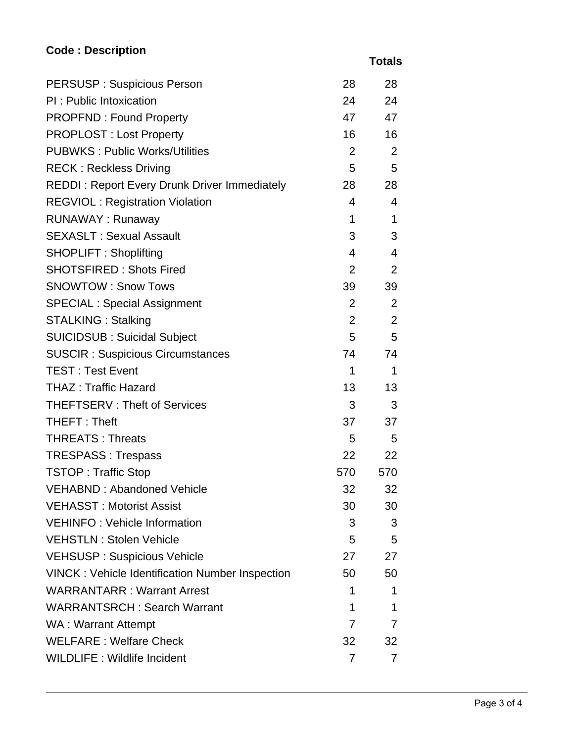| Code : Description | | Totals |
|---|---|---|
| PERSUSP : Suspicious Person | 28 | 28 |
| PI : Public Intoxication | 24 | 24 |
| PROPFND : Found Property | 47 | 47 |
| PROPLOST : Lost Property | 16 | 16 |
| PUBWKS : Public Works/Utilities | 2 | 2 |
| RECK : Reckless Driving | 5 | 5 |
| REDDI : Report Every Drunk Driver Immediately | 28 | 28 |
| REGVIOL : Registration Violation | 4 | 4 |
| RUNAWAY : Runaway | 1 | 1 |
| SEXASLT : Sexual Assault | 3 | 3 |
| SHOPLIFT : Shoplifting | 4 | 4 |
| SHOTSFIRED : Shots Fired | 2 | 2 |
| SNOWTOW : Snow Tows | 39 | 39 |
| SPECIAL : Special Assignment | 2 | 2 |
| STALKING : Stalking | 2 | 2 |
| SUICIDSUB : Suicidal Subject | 5 | 5 |
| SUSCIR : Suspicious Circumstances | 74 | 74 |
| TEST : Test Event | 1 | 1 |
| THAZ : Traffic Hazard | 13 | 13 |
| THEFTSERV : Theft of Services | 3 | 3 |
| THEFT : Theft | 37 | 37 |
| THREATS : Threats | 5 | 5 |
| TRESPASS : Trespass | 22 | 22 |
| TSTOP : Traffic Stop | 570 | 570 |
| VEHABND : Abandoned Vehicle | 32 | 32 |
| VEHASST : Motorist Assist | 30 | 30 |
| VEHINFO : Vehicle Information | 3 | 3 |
| VEHSTLN : Stolen Vehicle | 5 | 5 |
| VEHSUSP : Suspicious Vehicle | 27 | 27 |
| VINCK : Vehicle Identification Number Inspection | 50 | 50 |
| WARRANTARR : Warrant Arrest | 1 | 1 |
| WARRANTSRCH : Search Warrant | 1 | 1 |
| WA : Warrant Attempt | 7 | 7 |
| WELFARE : Welfare Check | 32 | 32 |
| WILDLIFE : Wildlife Incident | 7 | 7 |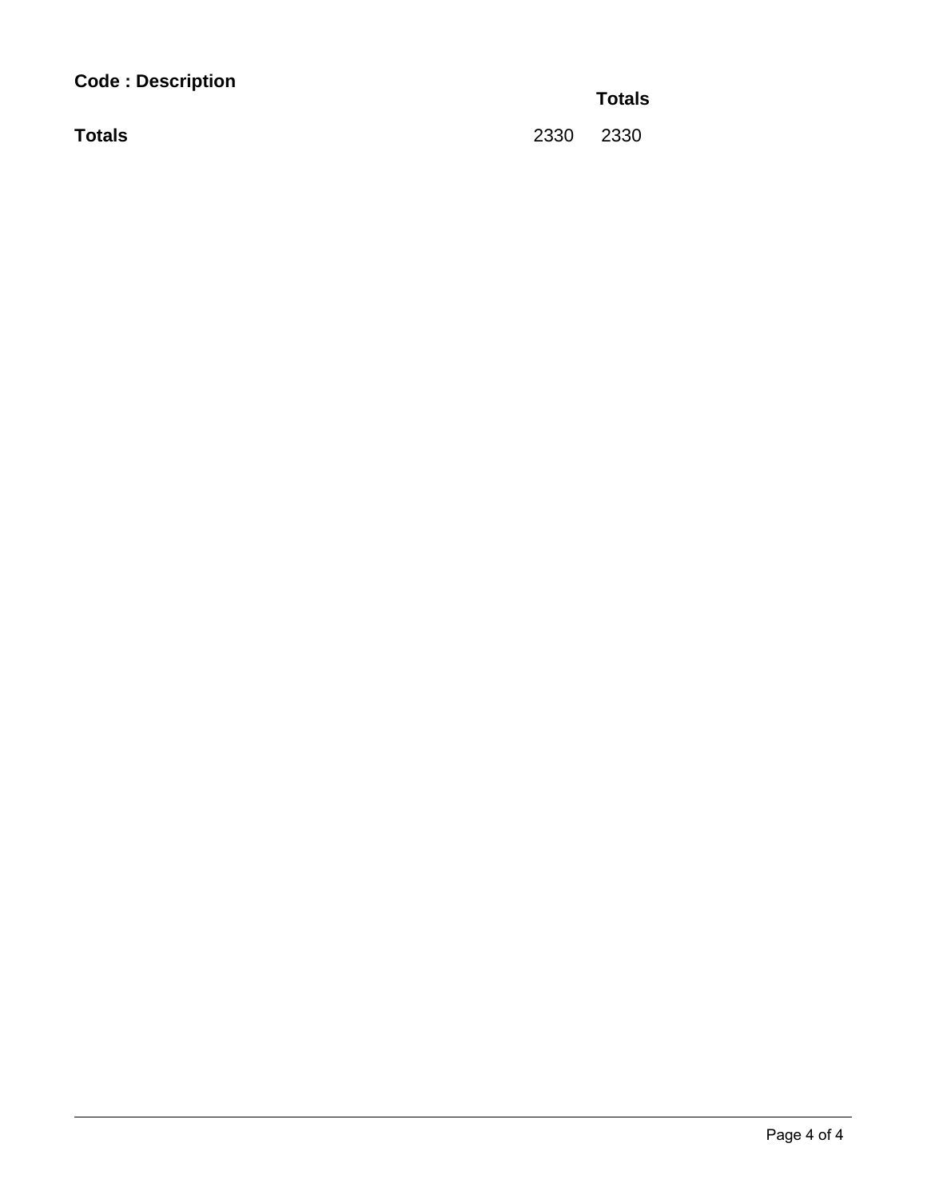| Code : Description | | Totals |
| --- | --- | --- |
| **Totals** | 2330 | 2330 |